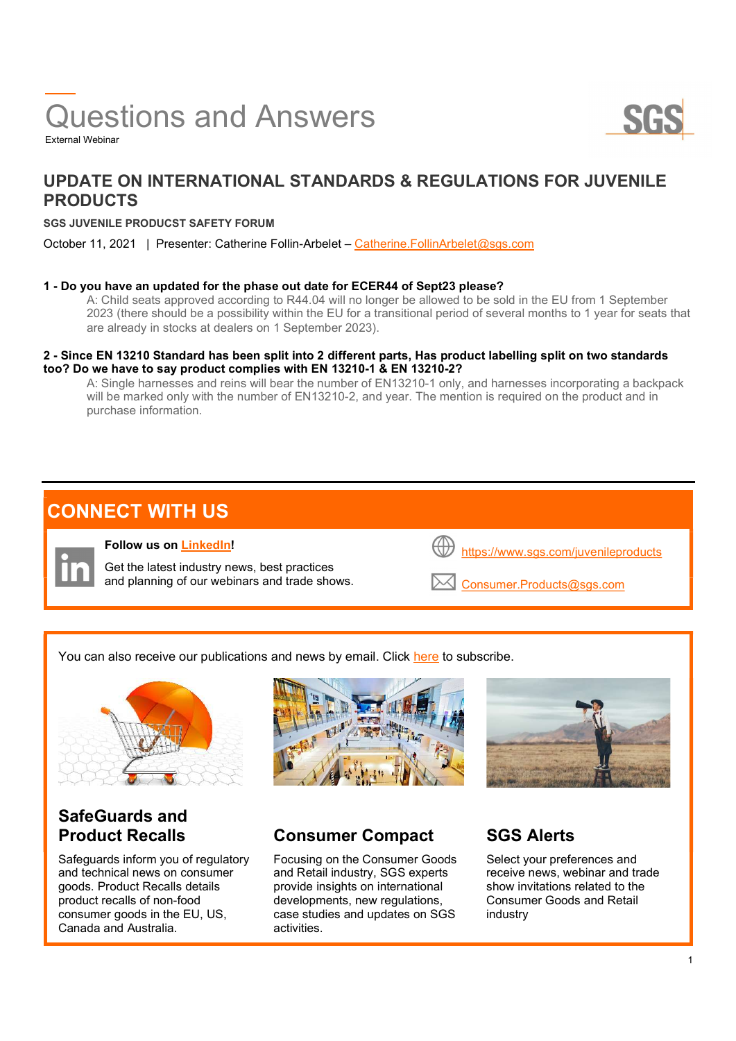# Questions and Answers

External Webinar

## UPDATE ON INTERNATIONAL STANDARDS & REGULATIONS FOR JUVENILE PRODUCTS

**SGS JUVENILE PRODUCST SAFETY FORUM**

October 11, 2021 | Presenter: Catherine Follin-Arbelet – Catherine.FollinArbelet@sgs.com

**1 - Do you have an updated for the phase out date for ECER44 of Sept23 please?**

A: Child seats approved according to R44.04 will no longer be allowed to be sold in the EU from 1 September 2023 (there should be a possibility within the EU for a transitional period of several months to 1 year for seats that are already in stocks at dealers on 1 September 2023).

**2 - Since EN 13210 Standard has been split into 2 different parts, Has product labelling split on two standards too? Do we have to say product complies with EN 13210-1 & EN 13210-2?**

A: Single harnesses and reins will bear the number of EN13210-1 only, and harnesses incorporating a backpack will be marked only with the number of EN13210-2, and year. The mention is required on the product and in purchase information.

## CONNECT WITH US

**Follow us on LinkedIn!**

Get the latest industry news, best practices and planning of our webinars and trade shows.

https://www.sgs.com/juvenileproducts

Consumer.Products@sgs.com

You can also receive our publications and news by email. Click here to subscribe.

### SafeGuards and Product Recalls

Safeguards inform you of regulatory and technical news on consumer goods. Product Recalls details product recalls of non-food consumer goods in the EU, US, Canada and Australia.

### Consumer Compact

Focusing on the Consumer Goods and Retail industry, SGS experts provide insights on international developments, new regulations, case studies and updates on SGS activities.

### SGS Alerts

Select your preferences and receive news, webinar and trade show invitations related to the Consumer Goods and Retail industry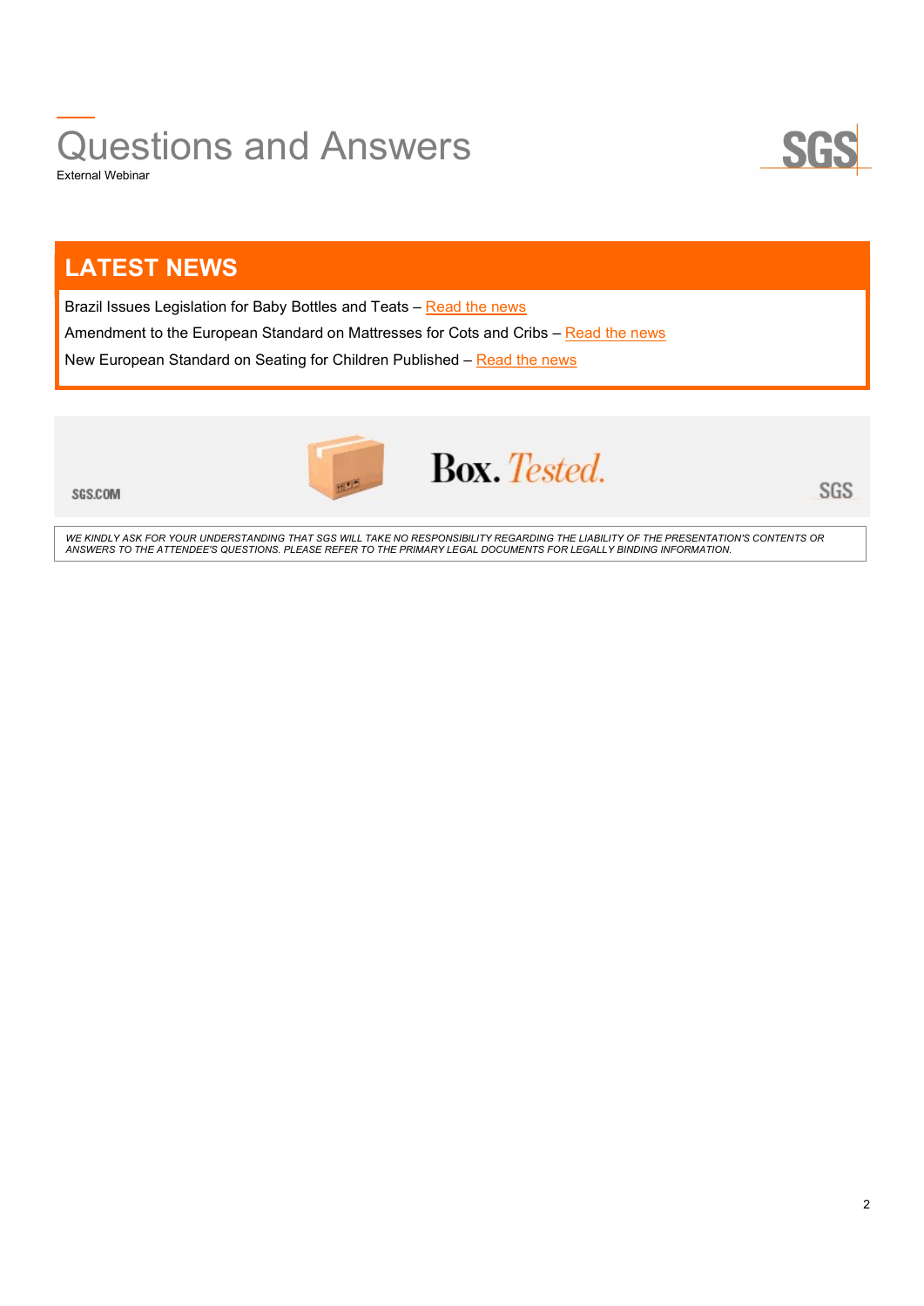# Questions and Answers

External Webinar

## LATEST NEWS

Brazil Issues Legislation for Baby Bottles and Teats – Read the news

Amendment to the European Standard on Mattresses for Cots and Cribs – Read the news

New European Standard on Seating for Children Published – Read the news

SGS.COM

Box. Tested.

SGS

*WE KINDLY ASK FOR YOUR UNDERSTANDING THAT SGS WILL TAKE NO RESPONSIBILITY REGARDING THE LIABILITY OF THE PRESENTATION'S CONTENTS OR ANSWERS TO THE ATTENDEE'S QUESTIONS. PLEASE REFER TO THE PRIMARY LEGAL DOCUMENTS FOR LEGALLY BINDING INFORMATION.*